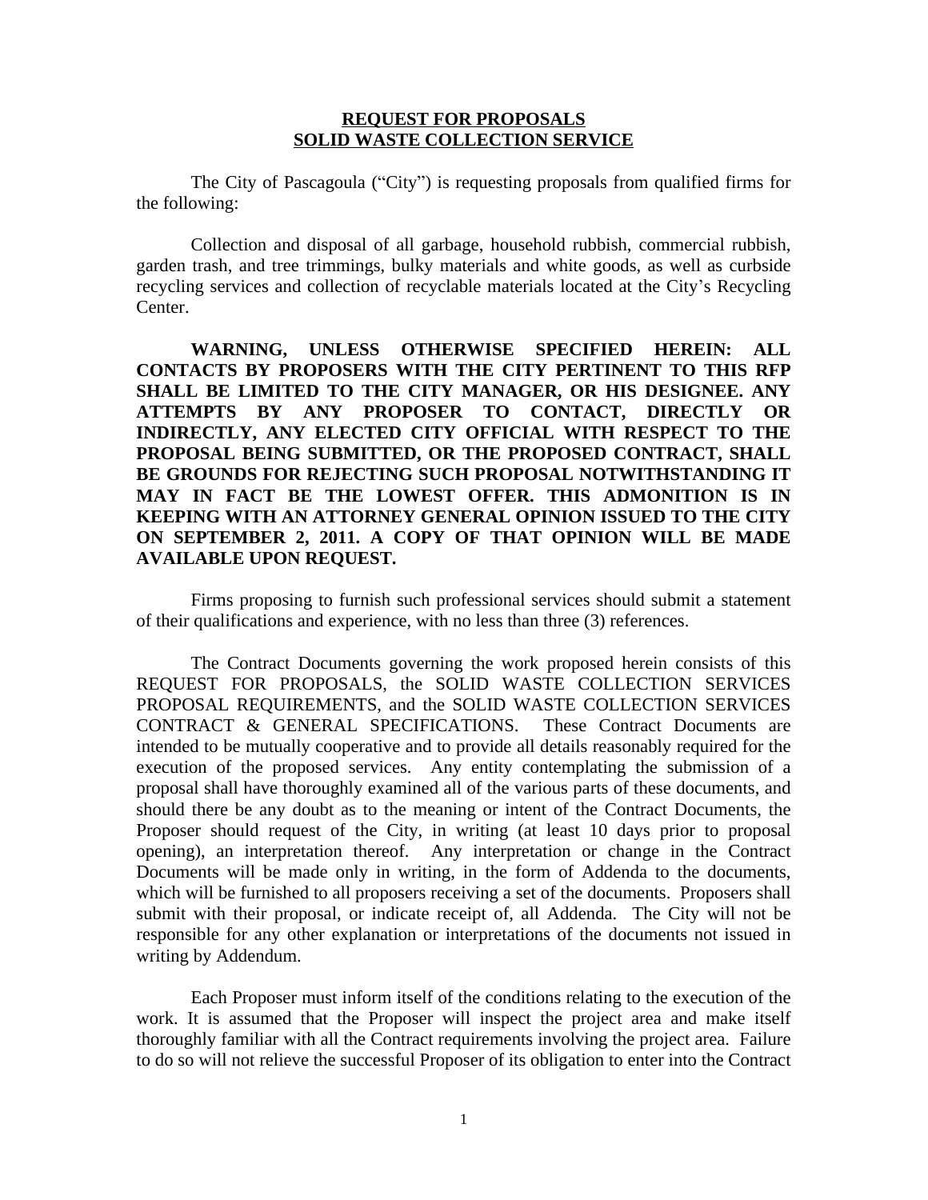# REQUEST FOR PROPOSALS
# SOLID WASTE COLLECTION SERVICE

The City of Pascagoula ("City") is requesting proposals from qualified firms for the following:

Collection and disposal of all garbage, household rubbish, commercial rubbish, garden trash, and tree trimmings, bulky materials and white goods, as well as curbside recycling services and collection of recyclable materials located at the City's Recycling Center.

**WARNING, UNLESS OTHERWISE SPECIFIED HEREIN: ALL CONTACTS BY PROPOSERS WITH THE CITY PERTINENT TO THIS RFP SHALL BE LIMITED TO THE CITY MANAGER, OR HIS DESIGNEE. ANY ATTEMPTS BY ANY PROPOSER TO CONTACT, DIRECTLY OR INDIRECTLY, ANY ELECTED CITY OFFICIAL WITH RESPECT TO THE PROPOSAL BEING SUBMITTED, OR THE PROPOSED CONTRACT, SHALL BE GROUNDS FOR REJECTING SUCH PROPOSAL NOTWITHSTANDING IT MAY IN FACT BE THE LOWEST OFFER. THIS ADMONITION IS IN KEEPING WITH AN ATTORNEY GENERAL OPINION ISSUED TO THE CITY ON SEPTEMBER 2, 2011. A COPY OF THAT OPINION WILL BE MADE AVAILABLE UPON REQUEST.**

Firms proposing to furnish such professional services should submit a statement of their qualifications and experience, with no less than three (3) references.

The Contract Documents governing the work proposed herein consists of this REQUEST FOR PROPOSALS, the SOLID WASTE COLLECTION SERVICES PROPOSAL REQUIREMENTS, and the SOLID WASTE COLLECTION SERVICES CONTRACT & GENERAL SPECIFICATIONS. These Contract Documents are intended to be mutually cooperative and to provide all details reasonably required for the execution of the proposed services. Any entity contemplating the submission of a proposal shall have thoroughly examined all of the various parts of these documents, and should there be any doubt as to the meaning or intent of the Contract Documents, the Proposer should request of the City, in writing (at least 10 days prior to proposal opening), an interpretation thereof. Any interpretation or change in the Contract Documents will be made only in writing, in the form of Addenda to the documents, which will be furnished to all proposers receiving a set of the documents. Proposers shall submit with their proposal, or indicate receipt of, all Addenda. The City will not be responsible for any other explanation or interpretations of the documents not issued in writing by Addendum.

Each Proposer must inform itself of the conditions relating to the execution of the work. It is assumed that the Proposer will inspect the project area and make itself thoroughly familiar with all the Contract requirements involving the project area. Failure to do so will not relieve the successful Proposer of its obligation to enter into the Contract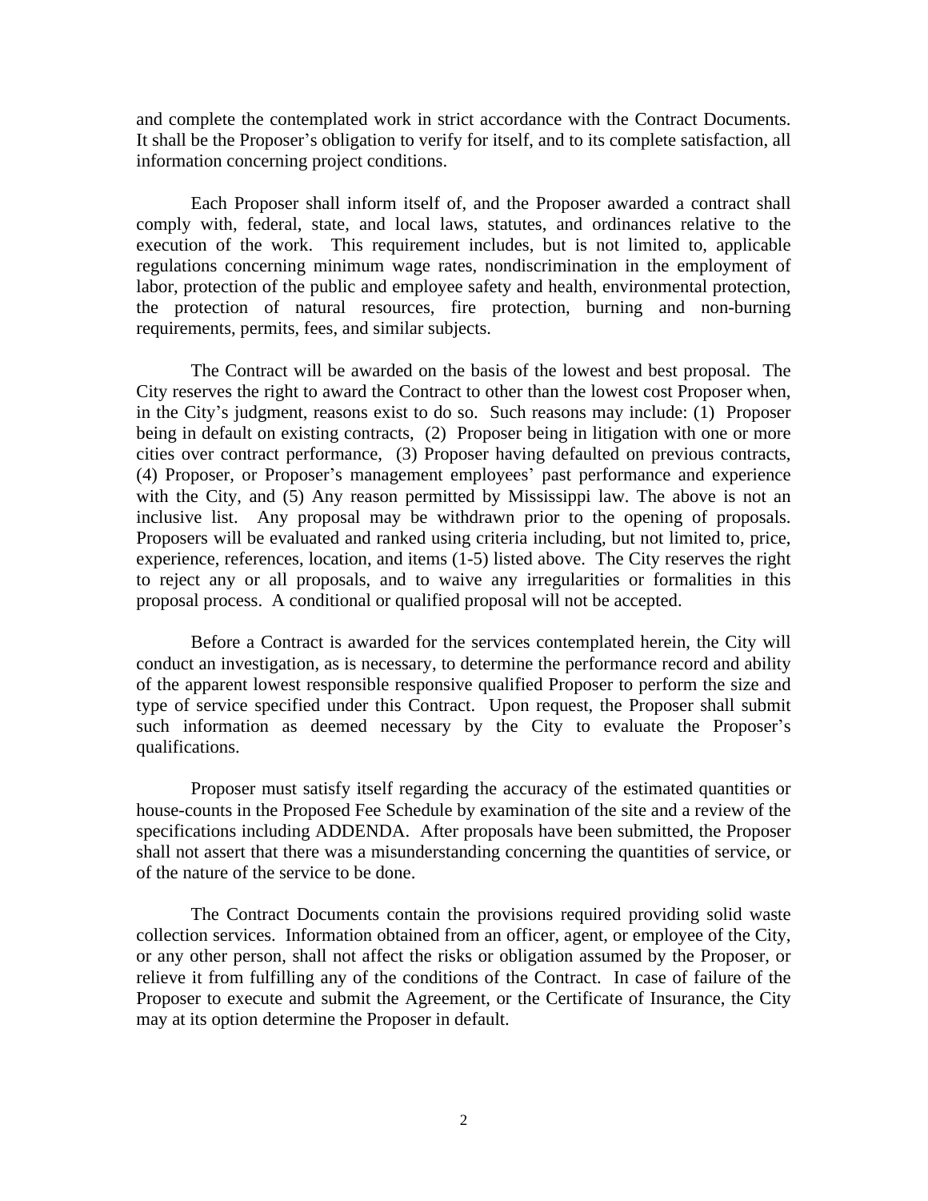and complete the contemplated work in strict accordance with the Contract Documents. It shall be the Proposer's obligation to verify for itself, and to its complete satisfaction, all information concerning project conditions.

Each Proposer shall inform itself of, and the Proposer awarded a contract shall comply with, federal, state, and local laws, statutes, and ordinances relative to the execution of the work. This requirement includes, but is not limited to, applicable regulations concerning minimum wage rates, nondiscrimination in the employment of labor, protection of the public and employee safety and health, environmental protection, the protection of natural resources, fire protection, burning and non-burning requirements, permits, fees, and similar subjects.

The Contract will be awarded on the basis of the lowest and best proposal. The City reserves the right to award the Contract to other than the lowest cost Proposer when, in the City's judgment, reasons exist to do so. Such reasons may include: (1) Proposer being in default on existing contracts, (2) Proposer being in litigation with one or more cities over contract performance, (3) Proposer having defaulted on previous contracts, (4) Proposer, or Proposer's management employees' past performance and experience with the City, and (5) Any reason permitted by Mississippi law. The above is not an inclusive list. Any proposal may be withdrawn prior to the opening of proposals. Proposers will be evaluated and ranked using criteria including, but not limited to, price, experience, references, location, and items (1-5) listed above. The City reserves the right to reject any or all proposals, and to waive any irregularities or formalities in this proposal process. A conditional or qualified proposal will not be accepted.

Before a Contract is awarded for the services contemplated herein, the City will conduct an investigation, as is necessary, to determine the performance record and ability of the apparent lowest responsible responsive qualified Proposer to perform the size and type of service specified under this Contract. Upon request, the Proposer shall submit such information as deemed necessary by the City to evaluate the Proposer's qualifications.

Proposer must satisfy itself regarding the accuracy of the estimated quantities or house-counts in the Proposed Fee Schedule by examination of the site and a review of the specifications including ADDENDA. After proposals have been submitted, the Proposer shall not assert that there was a misunderstanding concerning the quantities of service, or of the nature of the service to be done.

The Contract Documents contain the provisions required providing solid waste collection services. Information obtained from an officer, agent, or employee of the City, or any other person, shall not affect the risks or obligation assumed by the Proposer, or relieve it from fulfilling any of the conditions of the Contract. In case of failure of the Proposer to execute and submit the Agreement, or the Certificate of Insurance, the City may at its option determine the Proposer in default.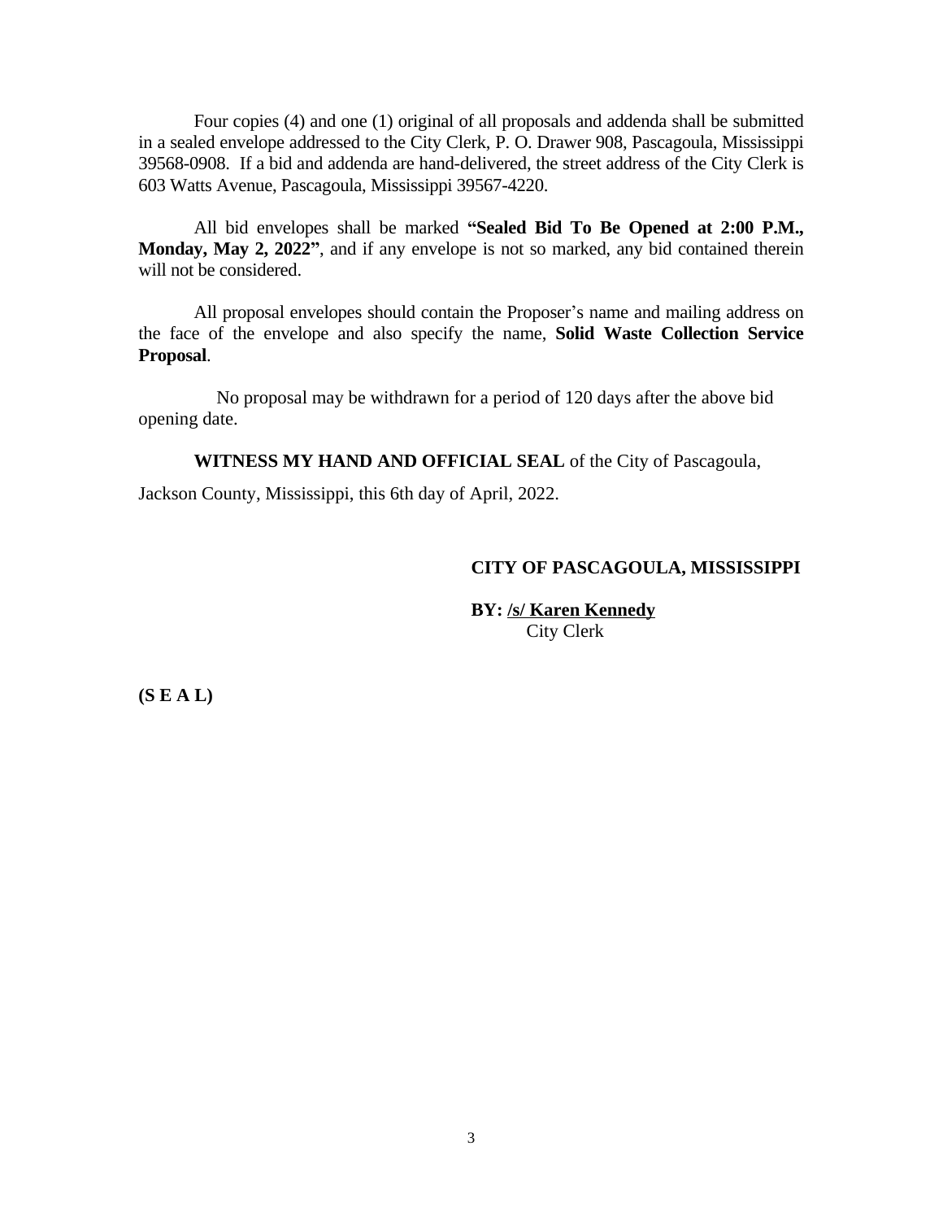Four copies (4) and one (1) original of all proposals and addenda shall be submitted in a sealed envelope addressed to the City Clerk, P. O. Drawer 908, Pascagoula, Mississippi 39568-0908. If a bid and addenda are hand-delivered, the street address of the City Clerk is 603 Watts Avenue, Pascagoula, Mississippi 39567-4220.

All bid envelopes shall be marked **"Sealed Bid To Be Opened at 2:00 P.M., Monday, May 2, 2022"**, and if any envelope is not so marked, any bid contained therein will not be considered.

All proposal envelopes should contain the Proposer's name and mailing address on the face of the envelope and also specify the name, **Solid Waste Collection Service Proposal**.

No proposal may be withdrawn for a period of 120 days after the above bid opening date.

**WITNESS MY HAND AND OFFICIAL SEAL** of the City of Pascagoula, Jackson County, Mississippi, this 6th day of April, 2022.

**CITY OF PASCAGOULA, MISSISSIPPI**

**BY: /s/ Karen Kennedy**
City Clerk

**(S E A L)**